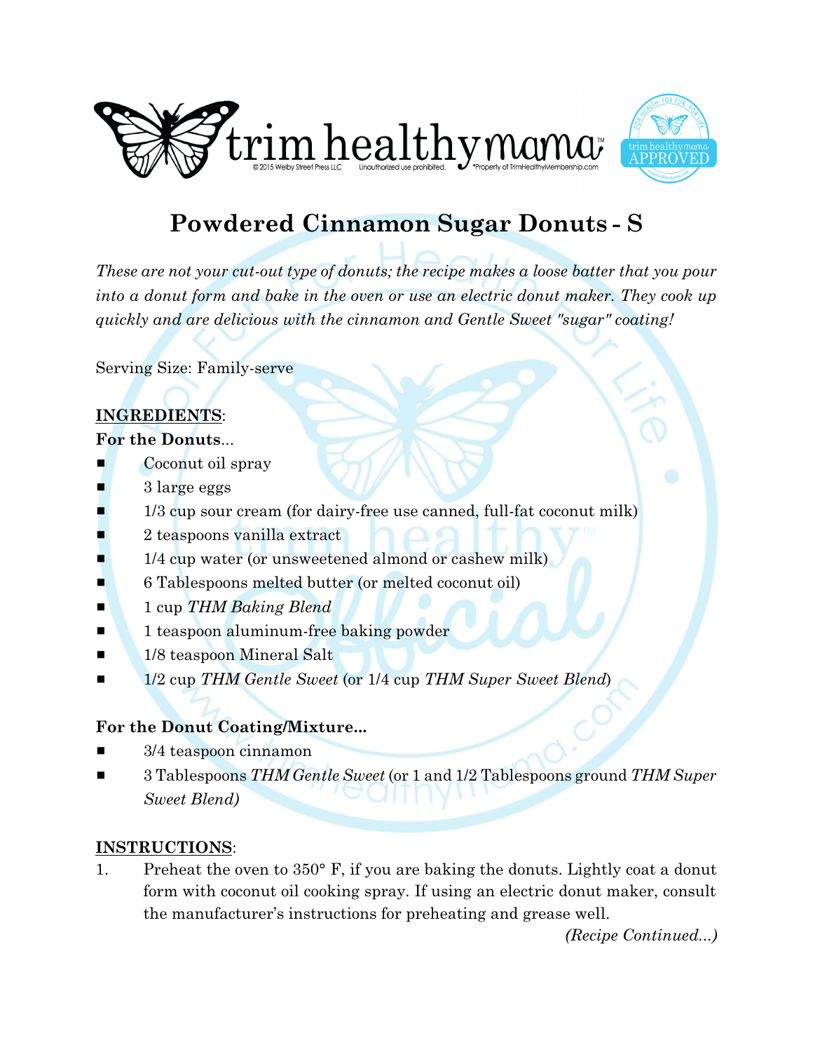# Powdered Cinnamon Sugar Donuts - S

*These are not your cut-out type of donuts; the recipe makes a loose batter that you pour into a donut form and bake in the oven or use an electric donut maker. They cook up quickly and are delicious with the cinnamon and Gentle Sweet "sugar" coating!*

Serving Size: Family-serve

## INGREDIENTS:

**For the Donuts...**

- Coconut oil spray
- 3 large eggs
- 1/3 cup sour cream (for dairy-free use canned, full-fat coconut milk)
- 2 teaspoons vanilla extract
- 1/4 cup water (or unsweetened almond or cashew milk)
- 6 Tablespoons melted butter (or melted coconut oil)
- 1 cup *THM Baking Blend*
- 1 teaspoon aluminum-free baking powder
- 1/8 teaspoon Mineral Salt
- 1/2 cup *THM Gentle Sweet* (or 1/4 cup *THM Super Sweet Blend*)

**For the Donut Coating/Mixture...**

- 3/4 teaspoon cinnamon
- 3 Tablespoons *THM Gentle Sweet* (or 1 and 1/2 Tablespoons ground *THM Super Sweet Blend)*

## INSTRUCTIONS:

1. Preheat the oven to 350° F, if you are baking the donuts. Lightly coat a donut form with coconut oil cooking spray. If using an electric donut maker, consult the manufacturer's instructions for preheating and grease well.

*(Recipe Continued...)*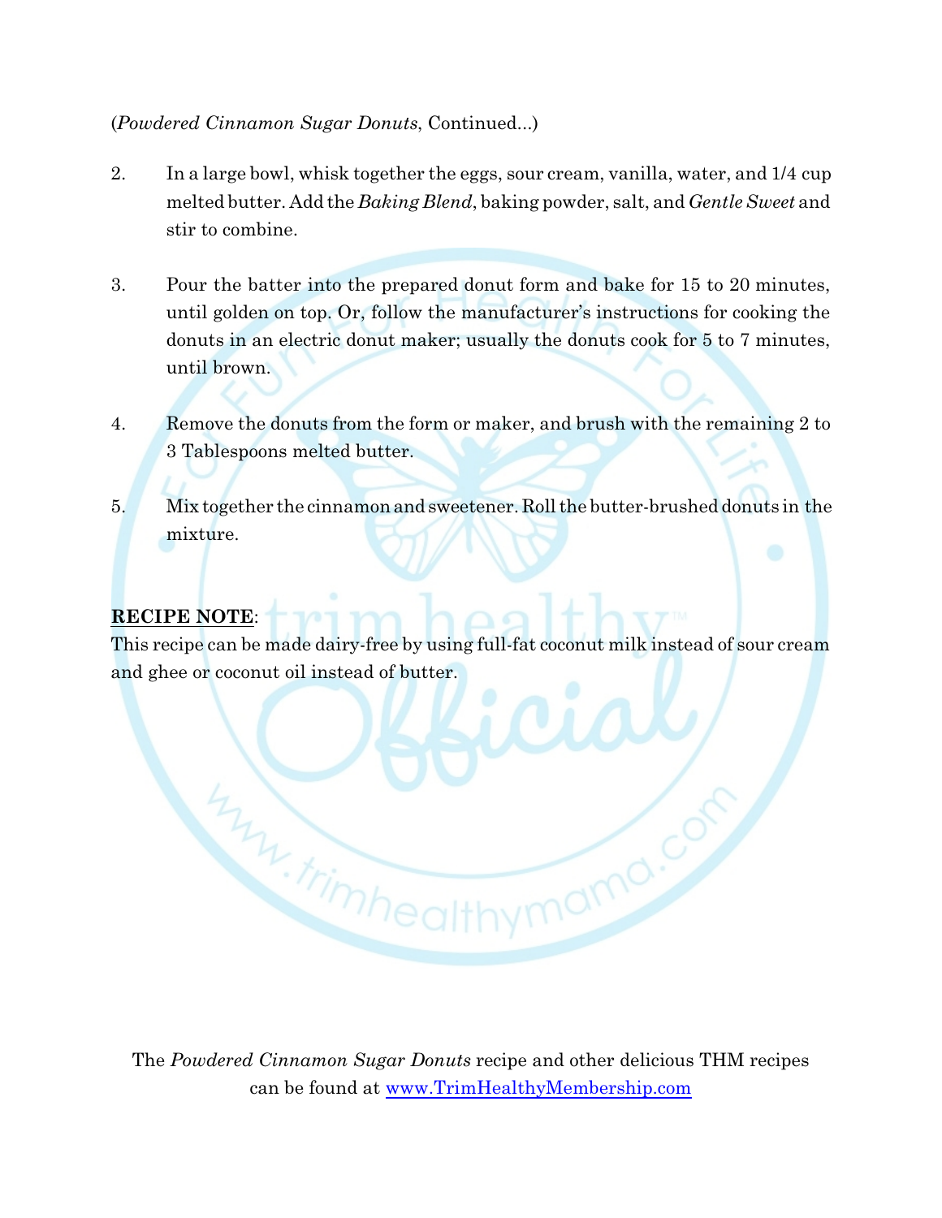(*Powdered Cinnamon Sugar Donuts*, Continued...)

2. In a large bowl, whisk together the eggs, sour cream, vanilla, water, and 1/4 cup melted butter. Add the *Baking Blend*, baking powder, salt, and *Gentle Sweet* and stir to combine.

3. Pour the batter into the prepared donut form and bake for 15 to 20 minutes, until golden on top. Or, follow the manufacturer's instructions for cooking the donuts in an electric donut maker; usually the donuts cook for 5 to 7 minutes, until brown.

4. Remove the donuts from the form or maker, and brush with the remaining 2 to 3 Tablespoons melted butter.

5. Mix together the cinnamon and sweetener. Roll the butter-brushed donuts in the mixture.

**RECIPE NOTE**:
This recipe can be made dairy-free by using full-fat coconut milk instead of sour cream and ghee or coconut oil instead of butter.

The *Powdered Cinnamon Sugar Donuts* recipe and other delicious THM recipes can be found at www.TrimHealthyMembership.com